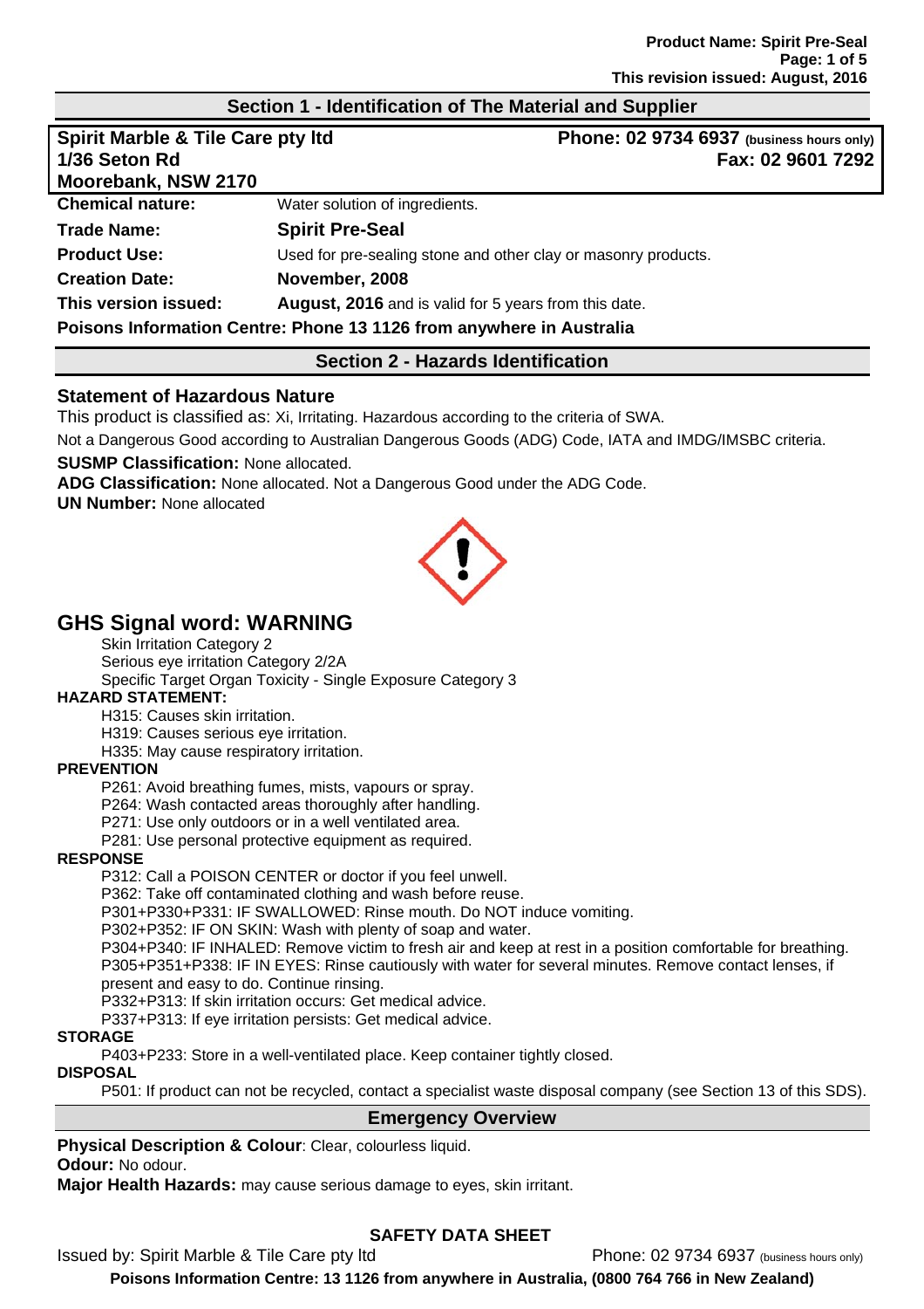## Section 1 - Identification of The Material and Supplier

**Spirit Marble & Tile Care pty ltd**
**1/36 Seton Rd**
**Moorebank, NSW 2170**

**Phone: 02 9734 6937** (business hours only)
**Fax: 02 9601 7292**

| | |
|---|---|
| **Chemical nature:** | Water solution of ingredients. |
| **Trade Name:** | **Spirit Pre-Seal** |
| **Product Use:** | Used for pre-sealing stone and other clay or masonry products. |
| **Creation Date:** | **November, 2008** |
| **This version issued:** | **August, 2016** and is valid for 5 years from this date. |

**Poisons Information Centre: Phone 13 1126 from anywhere in Australia**

## Section 2 - Hazards Identification

### Statement of Hazardous Nature

This product is classified as: Xi, Irritating. Hazardous according to the criteria of SWA.

Not a Dangerous Good according to Australian Dangerous Goods (ADG) Code, IATA and IMDG/IMSBC criteria.

**SUSMP Classification:** None allocated.

**ADG Classification:** None allocated. Not a Dangerous Good under the ADG Code.

**UN Number:** None allocated

## GHS Signal word: WARNING

Skin Irritation Category 2
Serious eye irritation Category 2/2A
Specific Target Organ Toxicity - Single Exposure Category 3

**HAZARD STATEMENT:**

H315: Causes skin irritation.
H319: Causes serious eye irritation.
H335: May cause respiratory irritation.

**PREVENTION**

P261: Avoid breathing fumes, mists, vapours or spray.
P264: Wash contacted areas thoroughly after handling.
P271: Use only outdoors or in a well ventilated area.
P281: Use personal protective equipment as required.

**RESPONSE**

P312: Call a POISON CENTER or doctor if you feel unwell.
P362: Take off contaminated clothing and wash before reuse.
P301+P330+P331: IF SWALLOWED: Rinse mouth. Do NOT induce vomiting.
P302+P352: IF ON SKIN: Wash with plenty of soap and water.
P304+P340: IF INHALED: Remove victim to fresh air and keep at rest in a position comfortable for breathing.
P305+P351+P338: IF IN EYES: Rinse cautiously with water for several minutes. Remove contact lenses, if present and easy to do. Continue rinsing.
P332+P313: If skin irritation occurs: Get medical advice.
P337+P313: If eye irritation persists: Get medical advice.

**STORAGE**

P403+P233: Store in a well-ventilated place. Keep container tightly closed.

**DISPOSAL**

P501: If product can not be recycled, contact a specialist waste disposal company (see Section 13 of this SDS).

## Emergency Overview

**Physical Description & Colour**: Clear, colourless liquid.

**Odour:** No odour.

**Major Health Hazards:** may cause serious damage to eyes, skin irritant.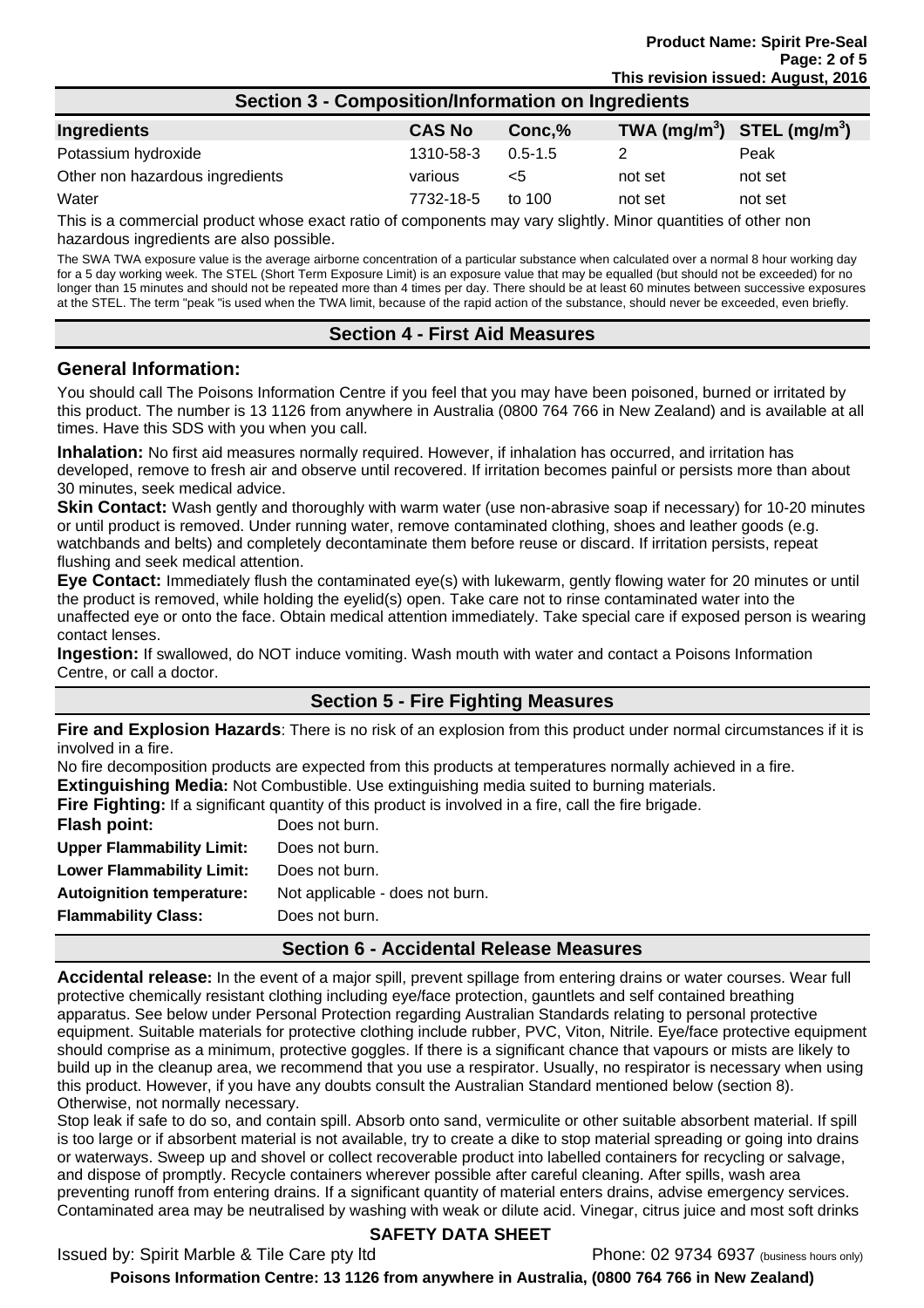## Section 3 - Composition/Information on Ingredients

| Ingredients | CAS No | Conc,% | TWA ($mg/m^3$) | STEL ($mg/m^3$) |
|---|---|---|---|---|
| Potassium hydroxide | 1310-58-3 | 0.5-1.5 | 2 | Peak |
| Other non hazardous ingredients | various | <5 | not set | not set |
| Water | 7732-18-5 | to 100 | not set | not set |

This is a commercial product whose exact ratio of components may vary slightly. Minor quantities of other non hazardous ingredients are also possible.

The SWA TWA exposure value is the average airborne concentration of a particular substance when calculated over a normal 8 hour working day for a 5 day working week. The STEL (Short Term Exposure Limit) is an exposure value that may be equalled (but should not be exceeded) for no longer than 15 minutes and should not be repeated more than 4 times per day. There should be at least 60 minutes between successive exposures at the STEL. The term "peak "is used when the TWA limit, because of the rapid action of the substance, should never be exceeded, even briefly.

## Section 4 - First Aid Measures

### General Information:

You should call The Poisons Information Centre if you feel that you may have been poisoned, burned or irritated by this product. The number is 13 1126 from anywhere in Australia (0800 764 766 in New Zealand) and is available at all times. Have this SDS with you when you call.

**Inhalation:** No first aid measures normally required. However, if inhalation has occurred, and irritation has developed, remove to fresh air and observe until recovered. If irritation becomes painful or persists more than about 30 minutes, seek medical advice.

**Skin Contact:** Wash gently and thoroughly with warm water (use non-abrasive soap if necessary) for 10-20 minutes or until product is removed. Under running water, remove contaminated clothing, shoes and leather goods (e.g. watchbands and belts) and completely decontaminate them before reuse or discard. If irritation persists, repeat flushing and seek medical attention.

**Eye Contact:** Immediately flush the contaminated eye(s) with lukewarm, gently flowing water for 20 minutes or until the product is removed, while holding the eyelid(s) open. Take care not to rinse contaminated water into the unaffected eye or onto the face. Obtain medical attention immediately. Take special care if exposed person is wearing contact lenses.

**Ingestion:** If swallowed, do NOT induce vomiting. Wash mouth with water and contact a Poisons Information Centre, or call a doctor.

## Section 5 - Fire Fighting Measures

**Fire and Explosion Hazards**: There is no risk of an explosion from this product under normal circumstances if it is involved in a fire.

No fire decomposition products are expected from this products at temperatures normally achieved in a fire.

**Extinguishing Media:** Not Combustible. Use extinguishing media suited to burning materials.

**Fire Fighting:** If a significant quantity of this product is involved in a fire, call the fire brigade.

**Flash point:** Does not burn.

**Upper Flammability Limit:** Does not burn.

**Lower Flammability Limit:** Does not burn.

**Autoignition temperature:** Not applicable - does not burn.

**Flammability Class:** Does not burn.

## Section 6 - Accidental Release Measures

**Accidental release:** In the event of a major spill, prevent spillage from entering drains or water courses. Wear full protective chemically resistant clothing including eye/face protection, gauntlets and self contained breathing apparatus. See below under Personal Protection regarding Australian Standards relating to personal protective equipment. Suitable materials for protective clothing include rubber, PVC, Viton, Nitrile. Eye/face protective equipment should comprise as a minimum, protective goggles. If there is a significant chance that vapours or mists are likely to build up in the cleanup area, we recommend that you use a respirator. Usually, no respirator is necessary when using this product. However, if you have any doubts consult the Australian Standard mentioned below (section 8). Otherwise, not normally necessary.

Stop leak if safe to do so, and contain spill. Absorb onto sand, vermiculite or other suitable absorbent material. If spill is too large or if absorbent material is not available, try to create a dike to stop material spreading or going into drains or waterways. Sweep up and shovel or collect recoverable product into labelled containers for recycling or salvage, and dispose of promptly. Recycle containers wherever possible after careful cleaning. After spills, wash area preventing runoff from entering drains. If a significant quantity of material enters drains, advise emergency services. Contaminated area may be neutralised by washing with weak or dilute acid. Vinegar, citrus juice and most soft drinks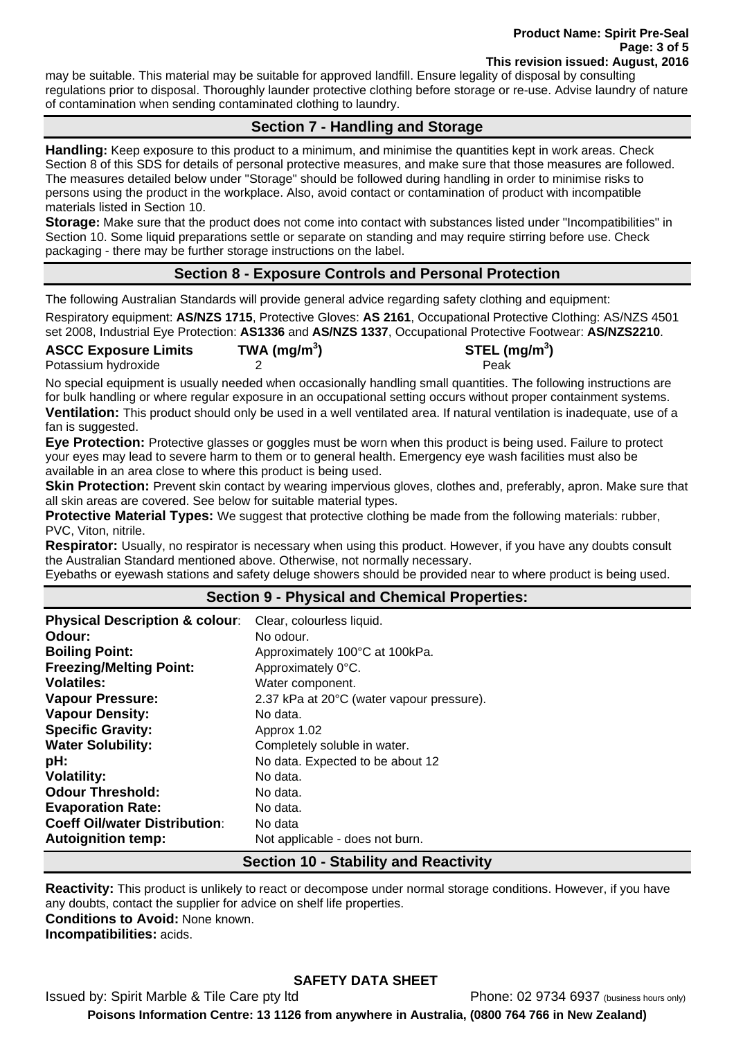may be suitable. This material may be suitable for approved landfill. Ensure legality of disposal by consulting regulations prior to disposal. Thoroughly launder protective clothing before storage or re-use. Advise laundry of nature of contamination when sending contaminated clothing to laundry.

## Section 7 - Handling and Storage

**Handling:** Keep exposure to this product to a minimum, and minimise the quantities kept in work areas. Check Section 8 of this SDS for details of personal protective measures, and make sure that those measures are followed. The measures detailed below under "Storage" should be followed during handling in order to minimise risks to persons using the product in the workplace. Also, avoid contact or contamination of product with incompatible materials listed in Section 10.

**Storage:** Make sure that the product does not come into contact with substances listed under "Incompatibilities" in Section 10. Some liquid preparations settle or separate on standing and may require stirring before use. Check packaging - there may be further storage instructions on the label.

## Section 8 - Exposure Controls and Personal Protection

The following Australian Standards will provide general advice regarding safety clothing and equipment:

Respiratory equipment: **AS/NZS 1715**, Protective Gloves: **AS 2161**, Occupational Protective Clothing: AS/NZS 4501 set 2008, Industrial Eye Protection: **AS1336** and **AS/NZS 1337**, Occupational Protective Footwear: **AS/NZS2210**.

| **ASCC Exposure Limits** | **TWA (mg/m$^3$)** | **STEL (mg/m$^3$)** |
|---|---|---|
| Potassium hydroxide | 2 | Peak |

No special equipment is usually needed when occasionally handling small quantities. The following instructions are for bulk handling or where regular exposure in an occupational setting occurs without proper containment systems.

**Ventilation:** This product should only be used in a well ventilated area. If natural ventilation is inadequate, use of a fan is suggested.

**Eye Protection:** Protective glasses or goggles must be worn when this product is being used. Failure to protect your eyes may lead to severe harm to them or to general health. Emergency eye wash facilities must also be available in an area close to where this product is being used.

**Skin Protection:** Prevent skin contact by wearing impervious gloves, clothes and, preferably, apron. Make sure that all skin areas are covered. See below for suitable material types.

**Protective Material Types:** We suggest that protective clothing be made from the following materials: rubber, PVC, Viton, nitrile.

**Respirator:** Usually, no respirator is necessary when using this product. However, if you have any doubts consult the Australian Standard mentioned above. Otherwise, not normally necessary.

Eyebaths or eyewash stations and safety deluge showers should be provided near to where product is being used.

## Section 9 - Physical and Chemical Properties:

| | |
|---|---|
| **Physical Description & colour**: | Clear, colourless liquid. |
| **Odour:** | No odour. |
| **Boiling Point:** | Approximately 100°C at 100kPa. |
| **Freezing/Melting Point:** | Approximately 0°C. |
| **Volatiles:** | Water component. |
| **Vapour Pressure:** | 2.37 kPa at 20°C (water vapour pressure). |
| **Vapour Density:** | No data. |
| **Specific Gravity:** | Approx 1.02 |
| **Water Solubility:** | Completely soluble in water. |
| **pH:** | No data. Expected to be about 12 |
| **Volatility:** | No data. |
| **Odour Threshold:** | No data. |
| **Evaporation Rate:** | No data. |
| **Coeff Oil/water Distribution**: | No data |
| **Autoignition temp:** | Not applicable - does not burn. |

## Section 10 - Stability and Reactivity

**Reactivity:** This product is unlikely to react or decompose under normal storage conditions. However, if you have any doubts, contact the supplier for advice on shelf life properties.

**Conditions to Avoid:** None known.

**Incompatibilities:** acids.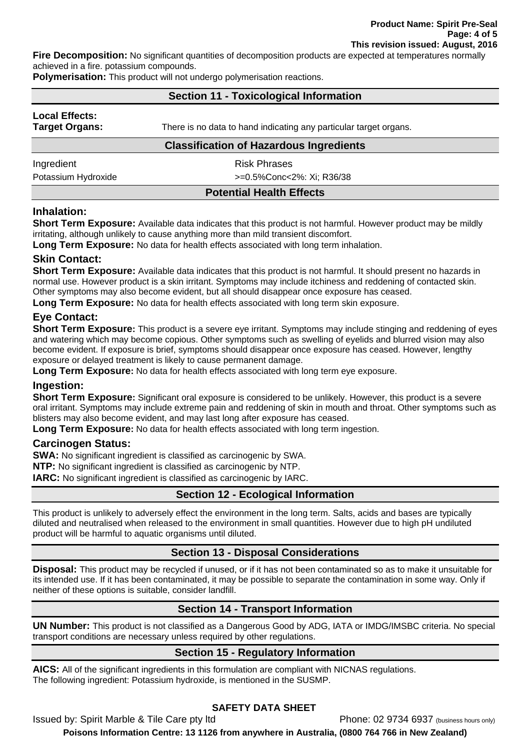**Fire Decomposition:** No significant quantities of decomposition products are expected at temperatures normally achieved in a fire. potassium compounds.

**Polymerisation:** This product will not undergo polymerisation reactions.

## Section 11 - Toxicological Information

**Local Effects:**

**Target Organs:** There is no data to hand indicating any particular target organs.

### Classification of Hazardous Ingredients

| Ingredient | Risk Phrases |
|---|---|
| Potassium Hydroxide | >=0.5%Conc<2%: Xi; R36/38 |

### Potential Health Effects

### Inhalation:

**Short Term Exposure:** Available data indicates that this product is not harmful. However product may be mildly irritating, although unlikely to cause anything more than mild transient discomfort.

**Long Term Exposure:** No data for health effects associated with long term inhalation.

### Skin Contact:

**Short Term Exposure:** Available data indicates that this product is not harmful. It should present no hazards in normal use. However product is a skin irritant. Symptoms may include itchiness and reddening of contacted skin. Other symptoms may also become evident, but all should disappear once exposure has ceased.

**Long Term Exposure:** No data for health effects associated with long term skin exposure.

### Eye Contact:

**Short Term Exposure:** This product is a severe eye irritant. Symptoms may include stinging and reddening of eyes and watering which may become copious. Other symptoms such as swelling of eyelids and blurred vision may also become evident. If exposure is brief, symptoms should disappear once exposure has ceased. However, lengthy exposure or delayed treatment is likely to cause permanent damage.

**Long Term Exposure:** No data for health effects associated with long term eye exposure.

### Ingestion:

**Short Term Exposure:** Significant oral exposure is considered to be unlikely. However, this product is a severe oral irritant. Symptoms may include extreme pain and reddening of skin in mouth and throat. Other symptoms such as blisters may also become evident, and may last long after exposure has ceased.

**Long Term Exposure:** No data for health effects associated with long term ingestion.

### Carcinogen Status:

**SWA:** No significant ingredient is classified as carcinogenic by SWA.

**NTP:** No significant ingredient is classified as carcinogenic by NTP.

**IARC:** No significant ingredient is classified as carcinogenic by IARC.

## Section 12 - Ecological Information

This product is unlikely to adversely effect the environment in the long term. Salts, acids and bases are typically diluted and neutralised when released to the environment in small quantities. However due to high pH undiluted product will be harmful to aquatic organisms until diluted.

## Section 13 - Disposal Considerations

**Disposal:** This product may be recycled if unused, or if it has not been contaminated so as to make it unsuitable for its intended use. If it has been contaminated, it may be possible to separate the contamination in some way. Only if neither of these options is suitable, consider landfill.

## Section 14 - Transport Information

**UN Number:** This product is not classified as a Dangerous Good by ADG, IATA or IMDG/IMSBC criteria. No special transport conditions are necessary unless required by other regulations.

## Section 15 - Regulatory Information

**AICS:** All of the significant ingredients in this formulation are compliant with NICNAS regulations.
The following ingredient: Potassium hydroxide, is mentioned in the SUSMP.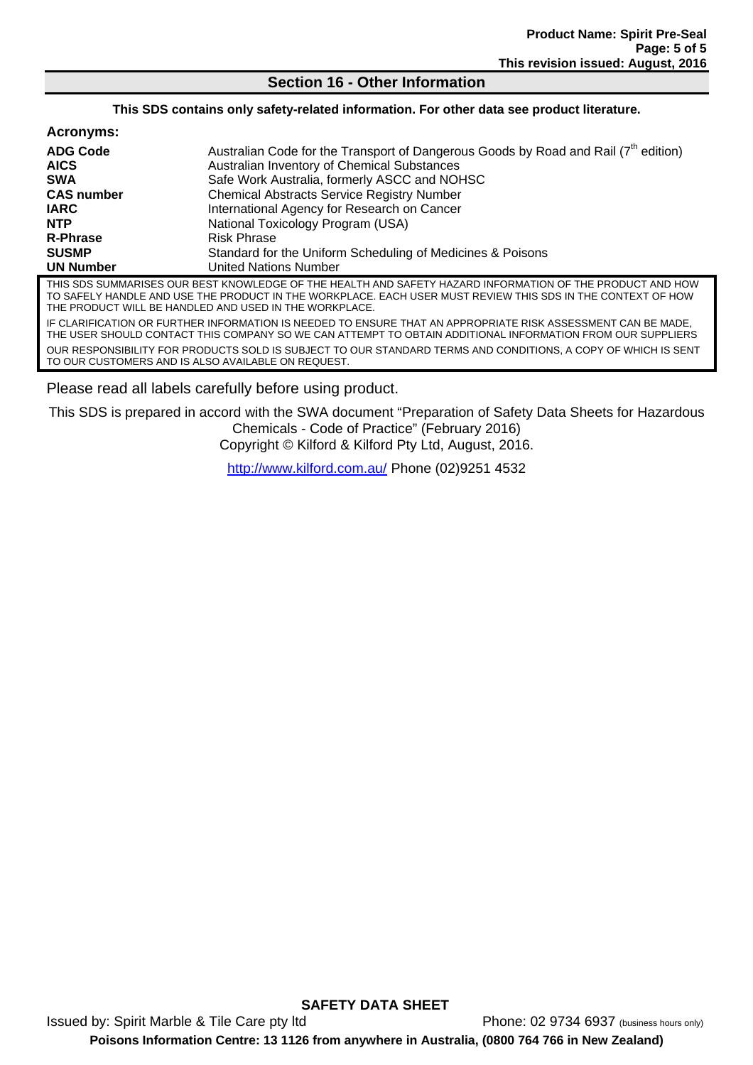## Section 16 - Other Information

**This SDS contains only safety-related information. For other data see product literature.**

**Acronyms:**

| | |
|---|---|
| **ADG Code** | Australian Code for the Transport of Dangerous Goods by Road and Rail ($7^{th}$ edition) |
| **AICS** | Australian Inventory of Chemical Substances |
| **SWA** | Safe Work Australia, formerly ASCC and NOHSC |
| **CAS number** | Chemical Abstracts Service Registry Number |
| **IARC** | International Agency for Research on Cancer |
| **NTP** | National Toxicology Program (USA) |
| **R-Phrase** | Risk Phrase |
| **SUSMP** | Standard for the Uniform Scheduling of Medicines & Poisons |
| **UN Number** | United Nations Number |

THIS SDS SUMMARISES OUR BEST KNOWLEDGE OF THE HEALTH AND SAFETY HAZARD INFORMATION OF THE PRODUCT AND HOW TO SAFELY HANDLE AND USE THE PRODUCT IN THE WORKPLACE. EACH USER MUST REVIEW THIS SDS IN THE CONTEXT OF HOW THE PRODUCT WILL BE HANDLED AND USED IN THE WORKPLACE.

IF CLARIFICATION OR FURTHER INFORMATION IS NEEDED TO ENSURE THAT AN APPROPRIATE RISK ASSESSMENT CAN BE MADE, THE USER SHOULD CONTACT THIS COMPANY SO WE CAN ATTEMPT TO OBTAIN ADDITIONAL INFORMATION FROM OUR SUPPLIERS

OUR RESPONSIBILITY FOR PRODUCTS SOLD IS SUBJECT TO OUR STANDARD TERMS AND CONDITIONS, A COPY OF WHICH IS SENT TO OUR CUSTOMERS AND IS ALSO AVAILABLE ON REQUEST.

Please read all labels carefully before using product.

This SDS is prepared in accord with the SWA document "Preparation of Safety Data Sheets for Hazardous Chemicals - Code of Practice" (February 2016)
Copyright © Kilford & Kilford Pty Ltd, August, 2016.

http://www.kilford.com.au/ Phone (02)9251 4532